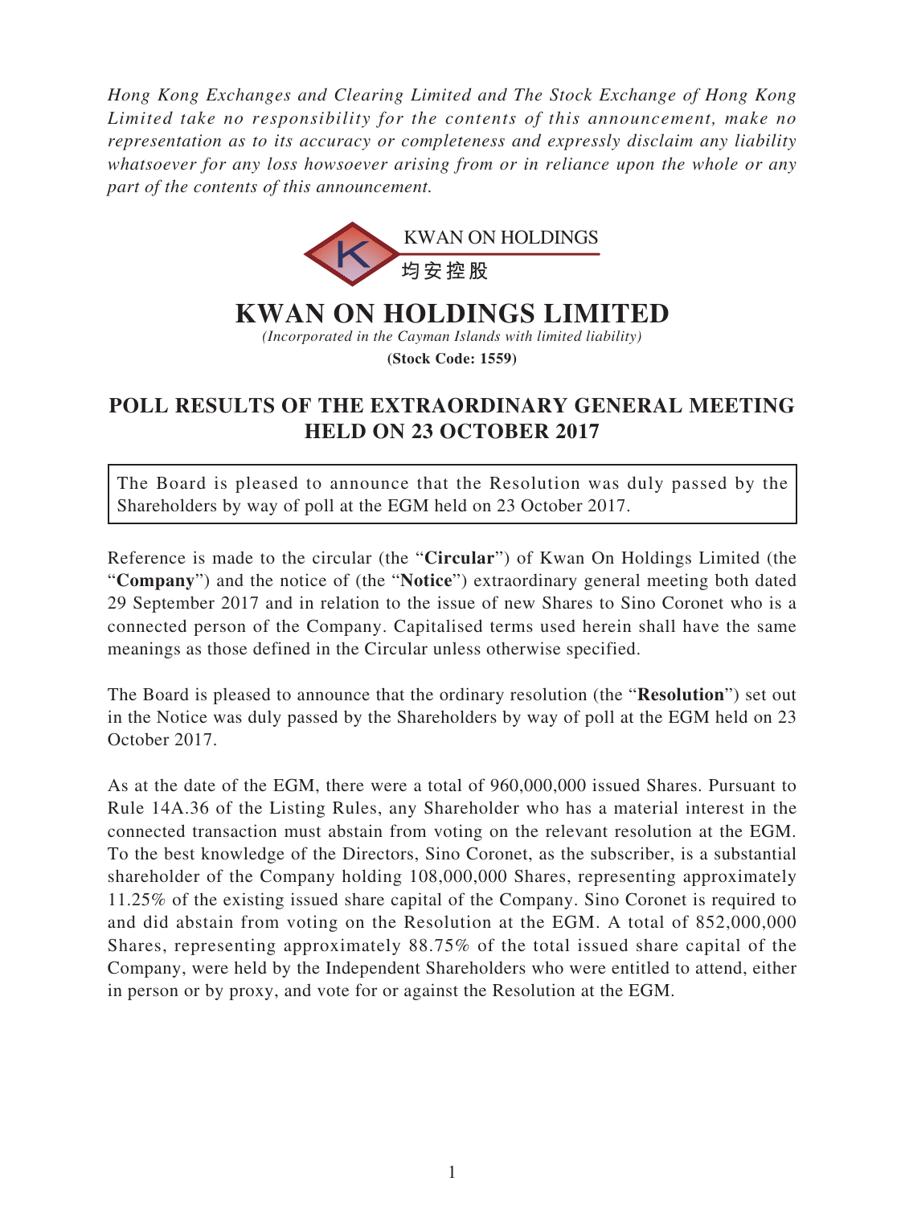*Hong Kong Exchanges and Clearing Limited and The Stock Exchange of Hong Kong Limited take no responsibility for the contents of this announcement, make no representation as to its accuracy or completeness and expressly disclaim any liability whatsoever for any loss howsoever arising from or in reliance upon the whole or any part of the contents of this announcement.*

KWAN ON HOLDINGS
均安控股

# KWAN ON HOLDINGS LIMITED

*(Incorporated in the Cayman Islands with limited liability)*

**(Stock Code: 1559)**

## POLL RESULTS OF THE EXTRAORDINARY GENERAL MEETING HELD ON 23 OCTOBER 2017

The Board is pleased to announce that the Resolution was duly passed by the Shareholders by way of poll at the EGM held on 23 October 2017.

Reference is made to the circular (the "**Circular**") of Kwan On Holdings Limited (the "**Company**") and the notice of (the "**Notice**") extraordinary general meeting both dated 29 September 2017 and in relation to the issue of new Shares to Sino Coronet who is a connected person of the Company. Capitalised terms used herein shall have the same meanings as those defined in the Circular unless otherwise specified.

The Board is pleased to announce that the ordinary resolution (the "**Resolution**") set out in the Notice was duly passed by the Shareholders by way of poll at the EGM held on 23 October 2017.

As at the date of the EGM, there were a total of 960,000,000 issued Shares. Pursuant to Rule 14A.36 of the Listing Rules, any Shareholder who has a material interest in the connected transaction must abstain from voting on the relevant resolution at the EGM. To the best knowledge of the Directors, Sino Coronet, as the subscriber, is a substantial shareholder of the Company holding 108,000,000 Shares, representing approximately 11.25% of the existing issued share capital of the Company. Sino Coronet is required to and did abstain from voting on the Resolution at the EGM. A total of 852,000,000 Shares, representing approximately 88.75% of the total issued share capital of the Company, were held by the Independent Shareholders who were entitled to attend, either in person or by proxy, and vote for or against the Resolution at the EGM.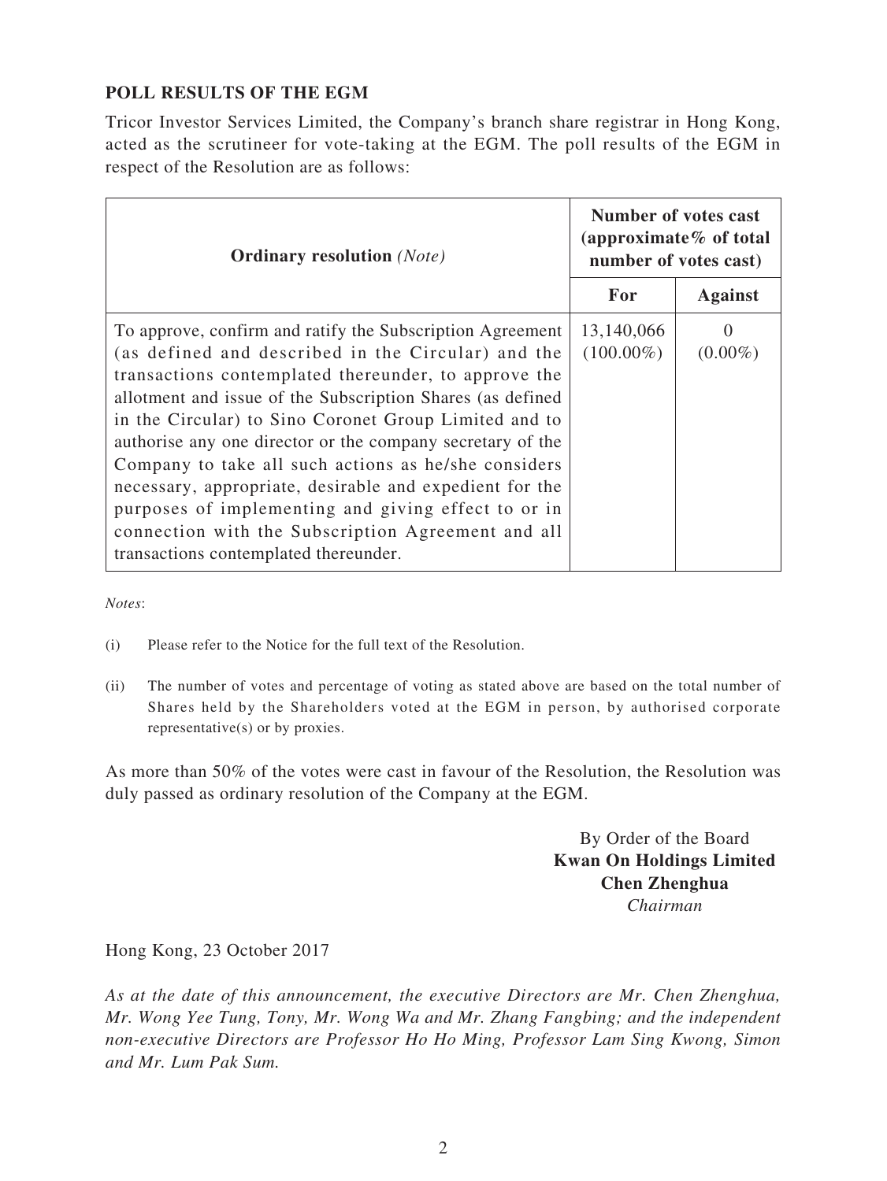## POLL RESULTS OF THE EGM

Tricor Investor Services Limited, the Company's branch share registrar in Hong Kong, acted as the scrutineer for vote-taking at the EGM. The poll results of the EGM in respect of the Resolution are as follows:

| **Ordinary resolution** *(Note)* | **Number of votes cast (approximate% of total number of votes cast)** | |
|---|---|---|
| | **For** | **Against** |
| To approve, confirm and ratify the Subscription Agreement (as defined and described in the Circular) and the transactions contemplated thereunder, to approve the allotment and issue of the Subscription Shares (as defined in the Circular) to Sino Coronet Group Limited and to authorise any one director or the company secretary of the Company to take all such actions as he/she considers necessary, appropriate, desirable and expedient for the purposes of implementing and giving effect to or in connection with the Subscription Agreement and all transactions contemplated thereunder. | 13,140,066 (100.00%) | 0 (0.00%) |

*Notes*:

(i) Please refer to the Notice for the full text of the Resolution.

(ii) The number of votes and percentage of voting as stated above are based on the total number of Shares held by the Shareholders voted at the EGM in person, by authorised corporate representative(s) or by proxies.

As more than 50% of the votes were cast in favour of the Resolution, the Resolution was duly passed as ordinary resolution of the Company at the EGM.

By Order of the Board
**Kwan On Holdings Limited**
**Chen Zhenghua**
*Chairman*

Hong Kong, 23 October 2017

*As at the date of this announcement, the executive Directors are Mr. Chen Zhenghua, Mr. Wong Yee Tung, Tony, Mr. Wong Wa and Mr. Zhang Fangbing; and the independent non-executive Directors are Professor Ho Ho Ming, Professor Lam Sing Kwong, Simon and Mr. Lum Pak Sum.*